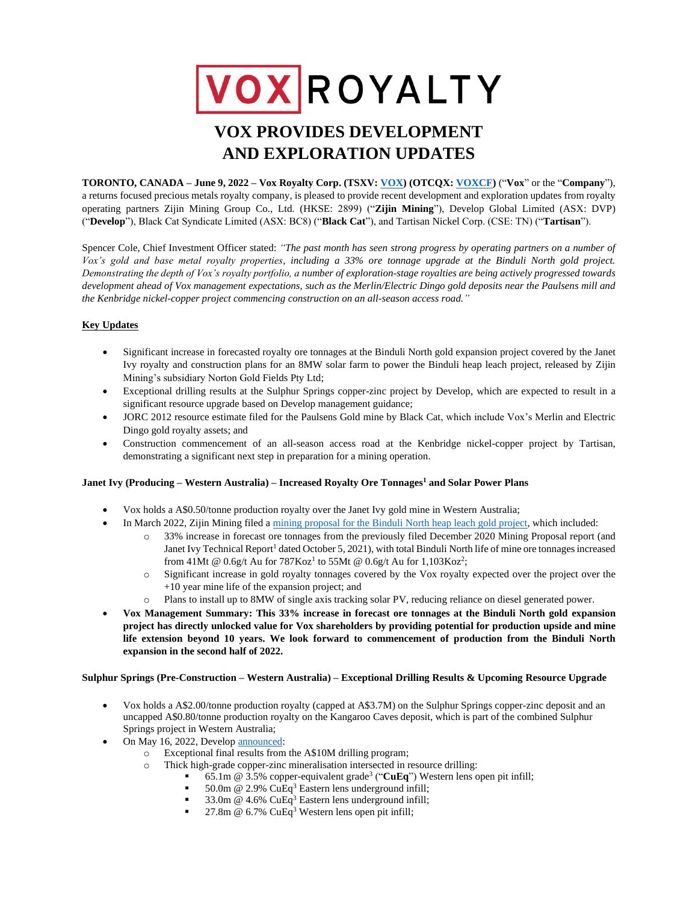# VOX ROYALTY

# VOX PROVIDES DEVELOPMENT AND EXPLORATION UPDATES

**TORONTO, CANADA – June 9, 2022 – Vox Royalty Corp. (TSXV: VOX) (OTCQX: VOXCF)** ("**Vox**" or the "**Company**"), a returns focused precious metals royalty company, is pleased to provide recent development and exploration updates from royalty operating partners Zijin Mining Group Co., Ltd. (HKSE: 2899) ("**Zijin Mining**"), Develop Global Limited (ASX: DVP) ("**Develop**"), Black Cat Syndicate Limited (ASX: BC8) ("**Black Cat**"), and Tartisan Nickel Corp. (CSE: TN) ("**Tartisan**").

Spencer Cole, Chief Investment Officer stated: *"The past month has seen strong progress by operating partners on a number of Vox's gold and base metal royalty properties, including a 33% ore tonnage upgrade at the Binduli North gold project. Demonstrating the depth of Vox's royalty portfolio, a number of exploration-stage royalties are being actively progressed towards development ahead of Vox management expectations, such as the Merlin/Electric Dingo gold deposits near the Paulsens mill and the Kenbridge nickel-copper project commencing construction on an all-season access road."*

**Key Updates**

- Significant increase in forecasted royalty ore tonnages at the Binduli North gold expansion project covered by the Janet Ivy royalty and construction plans for an 8MW solar farm to power the Binduli heap leach project, released by Zijin Mining's subsidiary Norton Gold Fields Pty Ltd;
- Exceptional drilling results at the Sulphur Springs copper-zinc project by Develop, which are expected to result in a significant resource upgrade based on Develop management guidance;
- JORC 2012 resource estimate filed for the Paulsens Gold mine by Black Cat, which include Vox's Merlin and Electric Dingo gold royalty assets; and
- Construction commencement of an all-season access road at the Kenbridge nickel-copper project by Tartisan, demonstrating a significant next step in preparation for a mining operation.

**Janet Ivy (Producing – Western Australia) – Increased Royalty Ore Tonnages[1] and Solar Power Plans**

- Vox holds a A$0.50/tonne production royalty over the Janet Ivy gold mine in Western Australia;
- In March 2022, Zijin Mining filed a mining proposal for the Binduli North heap leach gold project, which included:
  - 33% increase in forecast ore tonnages from the previously filed December 2020 Mining Proposal report (and Janet Ivy Technical Report[1] dated October 5, 2021), with total Binduli North life of mine ore tonnages increased from 41Mt @ 0.6g/t Au for 787Koz[1] to 55Mt @ 0.6g/t Au for 1,103Koz[2];
  - Significant increase in gold royalty tonnages covered by the Vox royalty expected over the project over the +10 year mine life of the expansion project; and
  - Plans to install up to 8MW of single axis tracking solar PV, reducing reliance on diesel generated power.
- **Vox Management Summary: This 33% increase in forecast ore tonnages at the Binduli North gold expansion project has directly unlocked value for Vox shareholders by providing potential for production upside and mine life extension beyond 10 years. We look forward to commencement of production from the Binduli North expansion in the second half of 2022.**

**Sulphur Springs (Pre-Construction – Western Australia) – Exceptional Drilling Results & Upcoming Resource Upgrade**

- Vox holds a A$2.00/tonne production royalty (capped at A$3.7M) on the Sulphur Springs copper-zinc deposit and an uncapped A$0.80/tonne production royalty on the Kangaroo Caves deposit, which is part of the combined Sulphur Springs project in Western Australia;
- On May 16, 2022, Develop announced:
  - Exceptional final results from the A$10M drilling program;
  - Thick high-grade copper-zinc mineralisation intersected in resource drilling:
    - 65.1m @ 3.5% copper-equivalent grade[3] ("**CuEq**") Western lens open pit infill;
    - 50.0m @ 2.9% CuEq[3] Eastern lens underground infill;
    - 33.0m @ 4.6% CuEq[3] Eastern lens underground infill;
    - 27.8m @ 6.7% CuEq[3] Western lens open pit infill;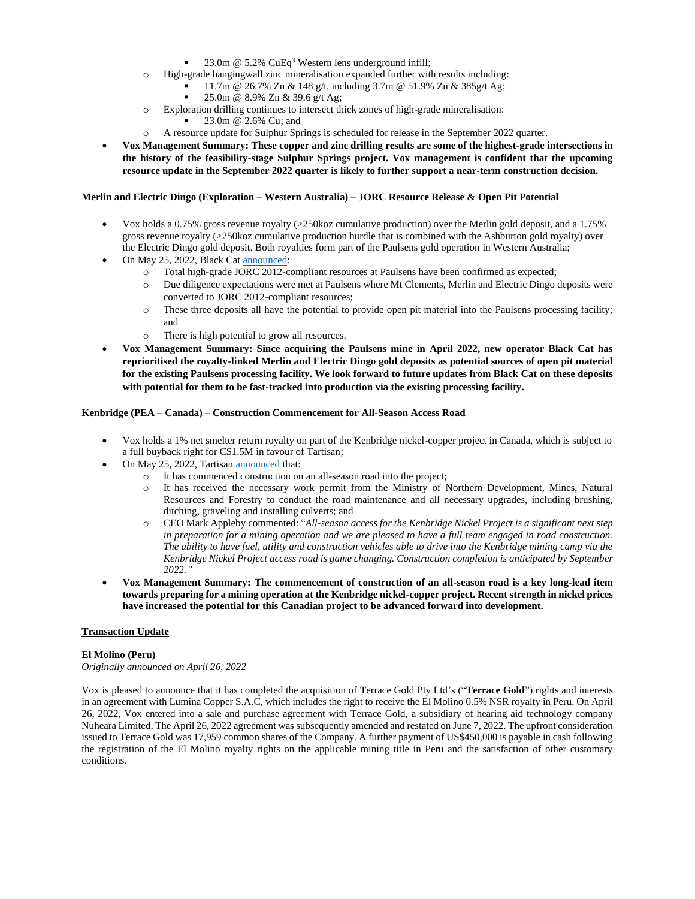- 23.0m @ 5.2% CuEq[3] Western lens underground infill;
    - High-grade hangingwall zinc mineralisation expanded further with results including:
        - 11.7m @ 26.7% Zn & 148 g/t, including 3.7m @ 51.9% Zn & 385g/t Ag;
        - 25.0m @ 8.9% Zn & 39.6 g/t Ag;
    - Exploration drilling continues to intersect thick zones of high-grade mineralisation:
        - 23.0m @ 2.6% Cu; and
    - A resource update for Sulphur Springs is scheduled for release in the September 2022 quarter.
- **Vox Management Summary: These copper and zinc drilling results are some of the highest-grade intersections in the history of the feasibility-stage Sulphur Springs project. Vox management is confident that the upcoming resource update in the September 2022 quarter is likely to further support a near-term construction decision.**

**Merlin and Electric Dingo (Exploration – Western Australia) – JORC Resource Release & Open Pit Potential**

- Vox holds a 0.75% gross revenue royalty (>250koz cumulative production) over the Merlin gold deposit, and a 1.75% gross revenue royalty (>250koz cumulative production hurdle that is combined with the Ashburton gold royalty) over the Electric Dingo gold deposit. Both royalties form part of the Paulsens gold operation in Western Australia;
- On May 25, 2022, Black Cat announced:
    - Total high-grade JORC 2012-compliant resources at Paulsens have been confirmed as expected;
    - Due diligence expectations were met at Paulsens where Mt Clements, Merlin and Electric Dingo deposits were converted to JORC 2012-compliant resources;
    - These three deposits all have the potential to provide open pit material into the Paulsens processing facility; and
    - There is high potential to grow all resources.
- **Vox Management Summary: Since acquiring the Paulsens mine in April 2022, new operator Black Cat has reprioritised the royalty-linked Merlin and Electric Dingo gold deposits as potential sources of open pit material for the existing Paulsens processing facility. We look forward to future updates from Black Cat on these deposits with potential for them to be fast-tracked into production via the existing processing facility.**

**Kenbridge (PEA – Canada) – Construction Commencement for All-Season Access Road**

- Vox holds a 1% net smelter return royalty on part of the Kenbridge nickel-copper project in Canada, which is subject to a full buyback right for C$1.5M in favour of Tartisan;
- On May 25, 2022, Tartisan announced that:
    - It has commenced construction on an all-season road into the project;
    - It has received the necessary work permit from the Ministry of Northern Development, Mines, Natural Resources and Forestry to conduct the road maintenance and all necessary upgrades, including brushing, ditching, graveling and installing culverts; and
    - CEO Mark Appleby commented: "*All-season access for the Kenbridge Nickel Project is a significant next step in preparation for a mining operation and we are pleased to have a full team engaged in road construction. The ability to have fuel, utility and construction vehicles able to drive into the Kenbridge mining camp via the Kenbridge Nickel Project access road is game changing. Construction completion is anticipated by September 2022.*"
- **Vox Management Summary: The commencement of construction of an all-season road is a key long-lead item towards preparing for a mining operation at the Kenbridge nickel-copper project. Recent strength in nickel prices have increased the potential for this Canadian project to be advanced forward into development.**

## Transaction Update

**El Molino (Peru)**

*Originally announced on April 26, 2022*

Vox is pleased to announce that it has completed the acquisition of Terrace Gold Pty Ltd's ("**Terrace Gold**") rights and interests in an agreement with Lumina Copper S.A.C, which includes the right to receive the El Molino 0.5% NSR royalty in Peru. On April 26, 2022, Vox entered into a sale and purchase agreement with Terrace Gold, a subsidiary of hearing aid technology company Nuheara Limited. The April 26, 2022 agreement was subsequently amended and restated on June 7, 2022. The upfront consideration issued to Terrace Gold was 17,959 common shares of the Company. A further payment of US$450,000 is payable in cash following the registration of the El Molino royalty rights on the applicable mining title in Peru and the satisfaction of other customary conditions.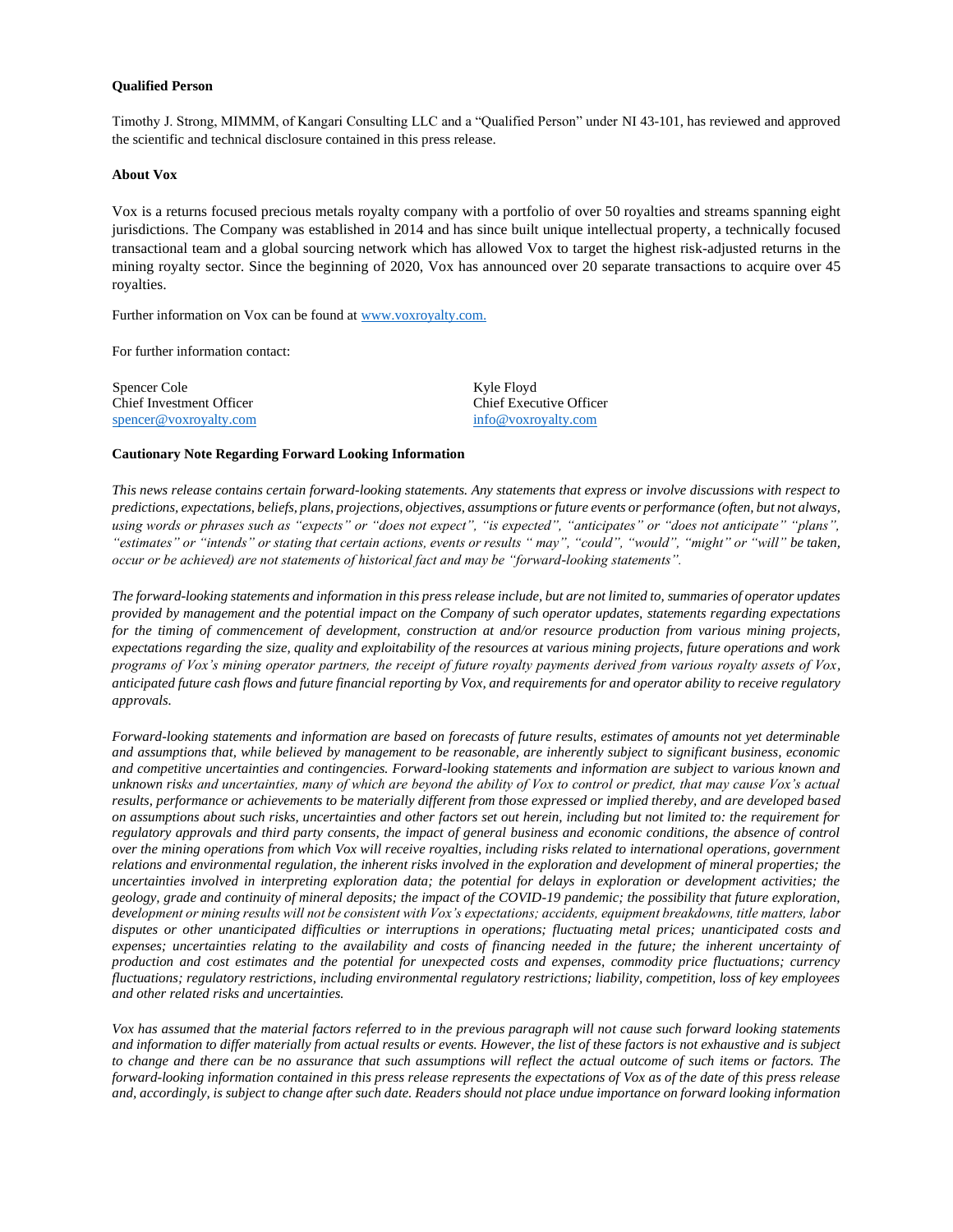**Qualified Person**

Timothy J. Strong, MIMMM, of Kangari Consulting LLC and a "Qualified Person" under NI 43-101, has reviewed and approved the scientific and technical disclosure contained in this press release.

**About Vox**

Vox is a returns focused precious metals royalty company with a portfolio of over 50 royalties and streams spanning eight jurisdictions. The Company was established in 2014 and has since built unique intellectual property, a technically focused transactional team and a global sourcing network which has allowed Vox to target the highest risk-adjusted returns in the mining royalty sector. Since the beginning of 2020, Vox has announced over 20 separate transactions to acquire over 45 royalties.

Further information on Vox can be found at [www.voxroyalty.com.](http://www.voxroyalty.com)

For further information contact:

Spencer Cole
Chief Investment Officer
[spencer@voxroyalty.com](mailto:spencer@voxroyalty.com)

Kyle Floyd
Chief Executive Officer
[info@voxroyalty.com](mailto:info@voxroyalty.com)

**Cautionary Note Regarding Forward Looking Information**

*This news release contains certain forward-looking statements. Any statements that express or involve discussions with respect to predictions, expectations, beliefs, plans, projections, objectives, assumptions or future events or performance (often, but not always, using words or phrases such as "expects" or "does not expect", "is expected", "anticipates" or "does not anticipate" "plans", "estimates" or "intends" or stating that certain actions, events or results " may", "could", "would", "might" or "will" be taken, occur or be achieved) are not statements of historical fact and may be "forward-looking statements".*

*The forward-looking statements and information in this press release include, but are not limited to, summaries of operator updates provided by management and the potential impact on the Company of such operator updates, statements regarding expectations for the timing of commencement of development, construction at and/or resource production from various mining projects, expectations regarding the size, quality and exploitability of the resources at various mining projects, future operations and work programs of Vox's mining operator partners, the receipt of future royalty payments derived from various royalty assets of Vox, anticipated future cash flows and future financial reporting by Vox, and requirements for and operator ability to receive regulatory approvals.*

*Forward-looking statements and information are based on forecasts of future results, estimates of amounts not yet determinable and assumptions that, while believed by management to be reasonable, are inherently subject to significant business, economic and competitive uncertainties and contingencies. Forward-looking statements and information are subject to various known and unknown risks and uncertainties, many of which are beyond the ability of Vox to control or predict, that may cause Vox's actual results, performance or achievements to be materially different from those expressed or implied thereby, and are developed based on assumptions about such risks, uncertainties and other factors set out herein, including but not limited to: the requirement for regulatory approvals and third party consents, the impact of general business and economic conditions, the absence of control over the mining operations from which Vox will receive royalties, including risks related to international operations, government relations and environmental regulation, the inherent risks involved in the exploration and development of mineral properties; the uncertainties involved in interpreting exploration data; the potential for delays in exploration or development activities; the geology, grade and continuity of mineral deposits; the impact of the COVID-19 pandemic; the possibility that future exploration, development or mining results will not be consistent with Vox's expectations; accidents, equipment breakdowns, title matters, labor disputes or other unanticipated difficulties or interruptions in operations; fluctuating metal prices; unanticipated costs and expenses; uncertainties relating to the availability and costs of financing needed in the future; the inherent uncertainty of production and cost estimates and the potential for unexpected costs and expenses, commodity price fluctuations; currency fluctuations; regulatory restrictions, including environmental regulatory restrictions; liability, competition, loss of key employees and other related risks and uncertainties.*

*Vox has assumed that the material factors referred to in the previous paragraph will not cause such forward looking statements and information to differ materially from actual results or events. However, the list of these factors is not exhaustive and is subject to change and there can be no assurance that such assumptions will reflect the actual outcome of such items or factors. The forward-looking information contained in this press release represents the expectations of Vox as of the date of this press release and, accordingly, is subject to change after such date. Readers should not place undue importance on forward looking information*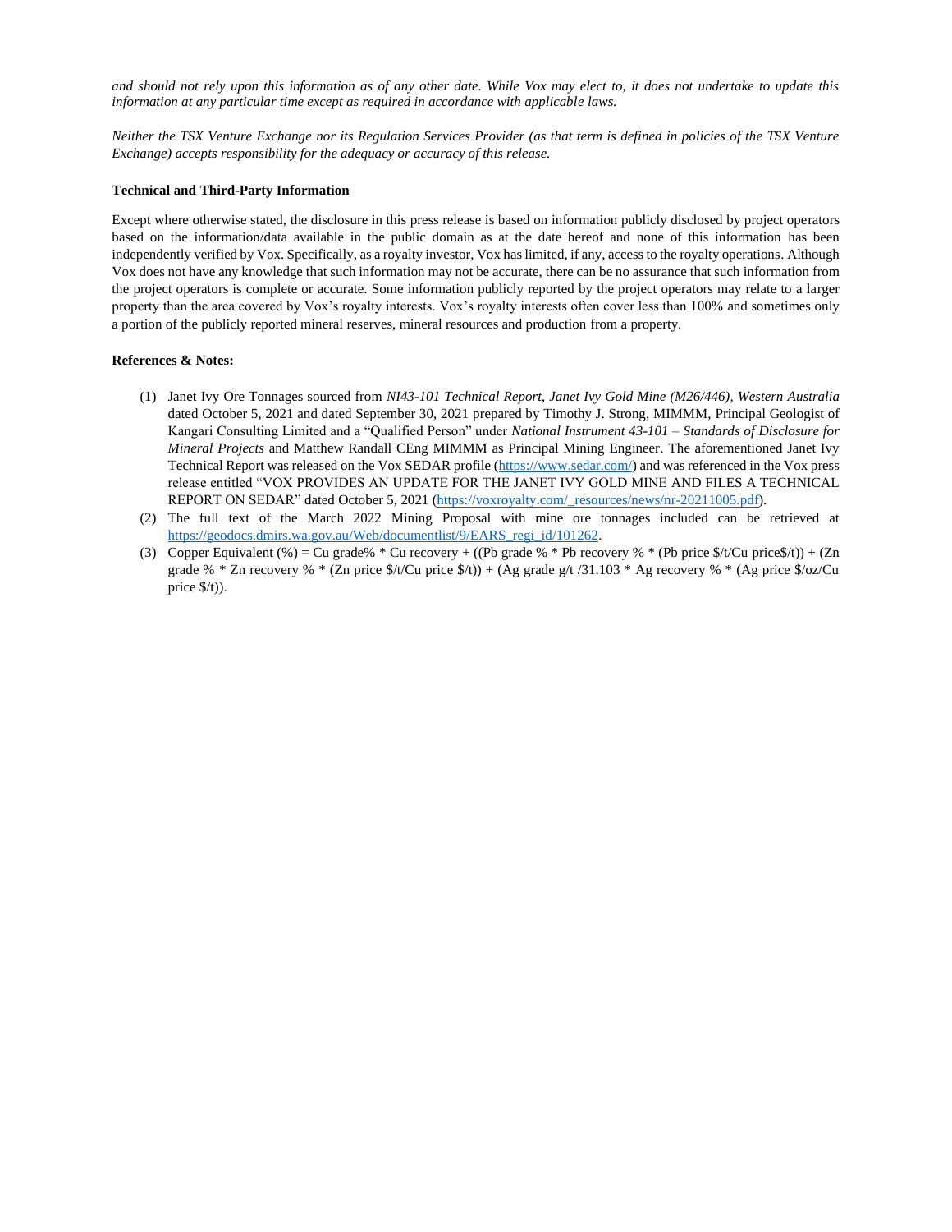*and should not rely upon this information as of any other date. While Vox may elect to, it does not undertake to update this information at any particular time except as required in accordance with applicable laws.*

*Neither the TSX Venture Exchange nor its Regulation Services Provider (as that term is defined in policies of the TSX Venture Exchange) accepts responsibility for the adequacy or accuracy of this release.*

**Technical and Third-Party Information**

Except where otherwise stated, the disclosure in this press release is based on information publicly disclosed by project operators based on the information/data available in the public domain as at the date hereof and none of this information has been independently verified by Vox. Specifically, as a royalty investor, Vox has limited, if any, access to the royalty operations. Although Vox does not have any knowledge that such information may not be accurate, there can be no assurance that such information from the project operators is complete or accurate. Some information publicly reported by the project operators may relate to a larger property than the area covered by Vox's royalty interests. Vox's royalty interests often cover less than 100% and sometimes only a portion of the publicly reported mineral reserves, mineral resources and production from a property.

**References & Notes:**

(1) Janet Ivy Ore Tonnages sourced from *NI43-101 Technical Report, Janet Ivy Gold Mine (M26/446), Western Australia* dated October 5, 2021 and dated September 30, 2021 prepared by Timothy J. Strong, MIMMM, Principal Geologist of Kangari Consulting Limited and a "Qualified Person" under *National Instrument 43-101 – Standards of Disclosure for Mineral Projects* and Matthew Randall CEng MIMMM as Principal Mining Engineer. The aforementioned Janet Ivy Technical Report was released on the Vox SEDAR profile (https://www.sedar.com/) and was referenced in the Vox press release entitled "VOX PROVIDES AN UPDATE FOR THE JANET IVY GOLD MINE AND FILES A TECHNICAL REPORT ON SEDAR" dated October 5, 2021 (https://voxroyalty.com/_resources/news/nr-20211005.pdf).

(2) The full text of the March 2022 Mining Proposal with mine ore tonnages included can be retrieved at https://geodocs.dmirs.wa.gov.au/Web/documentlist/9/EARS_regi_id/101262.

(3) Copper Equivalent (%) = Cu grade% * Cu recovery + ((Pb grade % * Pb recovery % * (Pb price $/t/Cu price$/t)) + (Zn grade % * Zn recovery % * (Zn price $/t/Cu price $/t)) + (Ag grade g/t /31.103 * Ag recovery % * (Ag price $/oz/Cu price $/t)).